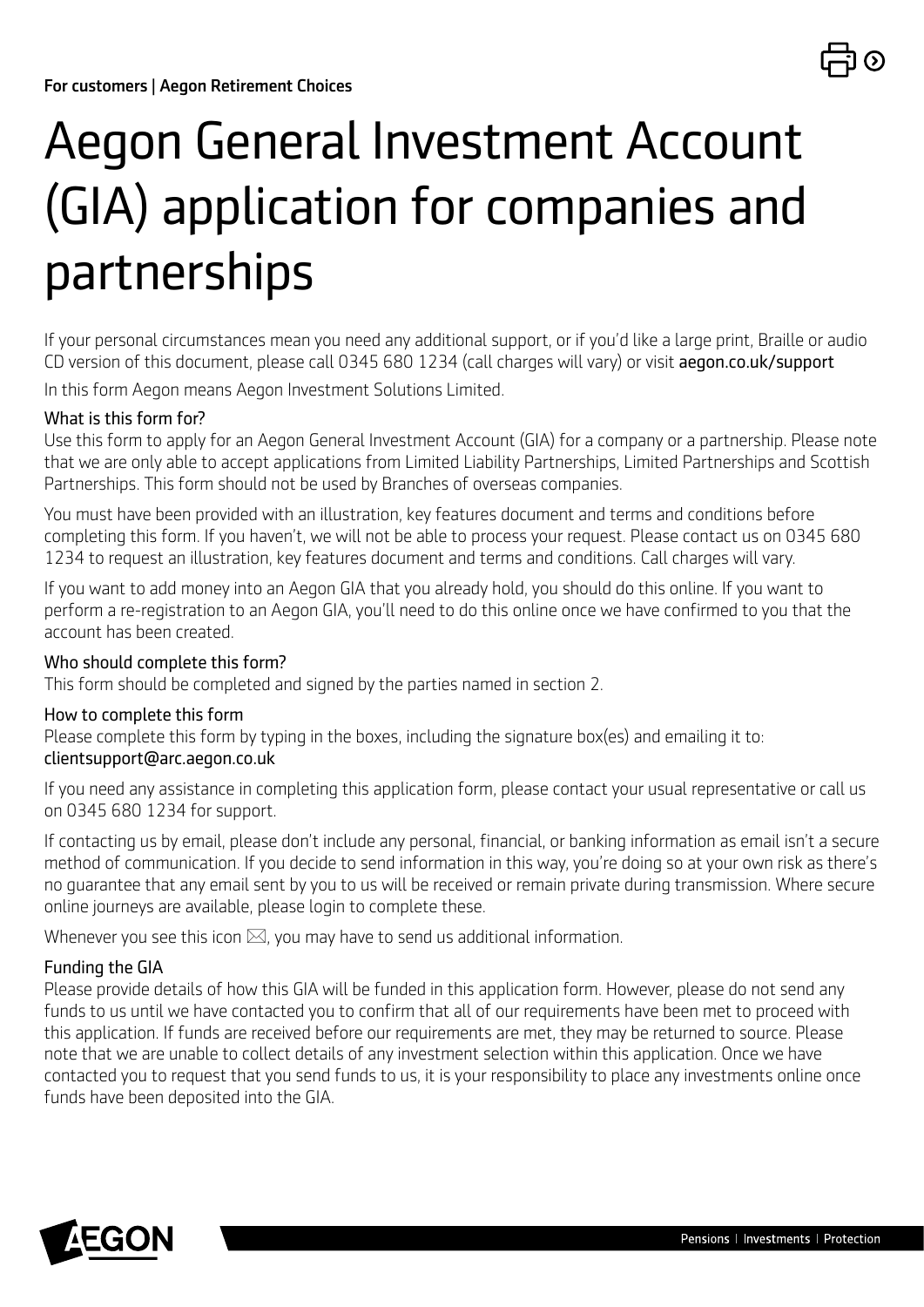For customers | Aegon Retirement Choices

# Aegon General Investment Account (GIA) application for companies and partnerships

If your personal circumstances mean you need any additional support, or if you'd like a large print, Braille or audio CD version of this document, please call 0345 680 1234 (call charges will vary) or visit **aegon.co.uk/support**

In this form Aegon means Aegon Investment Solutions Limited.

### What is this form for?

Use this form to apply for an Aegon General Investment Account (GIA) for a company or a partnership. Please note that we are only able to accept applications from Limited Liability Partnerships, Limited Partnerships and Scottish Partnerships. This form should not be used by Branches of overseas companies.

You must have been provided with an illustration, key features document and terms and conditions before completing this form. If you haven't, we will not be able to process your request. Please contact us on 0345 680 1234 to request an illustration, key features document and terms and conditions. Call charges will vary.

If you want to add money into an Aegon GIA that you already hold, you should do this online. If you want to perform a re-registration to an Aegon GIA, you'll need to do this online once we have confirmed to you that the account has been created.

### Who should complete this form?

This form should be completed and signed by the parties named in section 2.

### How to complete this form

Please complete this form by typing in the boxes, including the signature box(es) and emailing it to: **clientsupport@arc.aegon.co.uk**

If you need any assistance in completing this application form, please contact your usual representative or call us on 0345 680 1234 for support.

If contacting us by email, please don't include any personal, financial, or banking information as email isn't a secure method of communication. If you decide to send information in this way, you're doing so at your own risk as there's no guarantee that any email sent by you to us will be received or remain private during transmission. Where secure online journeys are available, please login to complete these.

Whenever you see this icon ✉, you may have to send us additional information.

### Funding the GIA

Please provide details of how this GIA will be funded in this application form. However, please do not send any funds to us until we have contacted you to confirm that all of our requirements have been met to proceed with this application. If funds are received before our requirements are met, they may be returned to source. Please note that we are unable to collect details of any investment selection within this application. Once we have contacted you to request that you send funds to us, it is your responsibility to place any investments online once funds have been deposited into the GIA.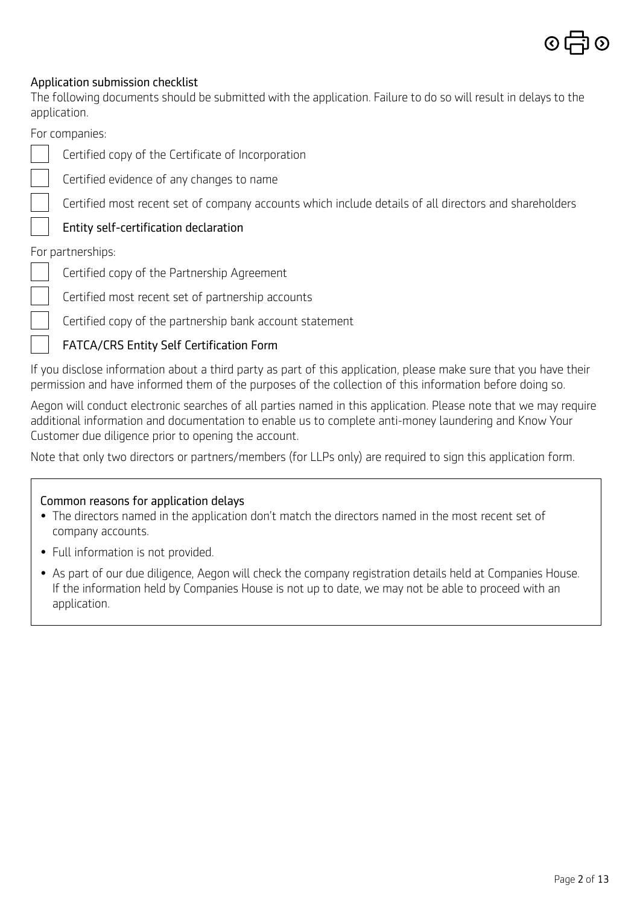## Application submission checklist

The following documents should be submitted with the application. Failure to do so will result in delays to the application.

For companies:

- [ ] Certified copy of the Certificate of Incorporation
- [ ] Certified evidence of any changes to name
- [ ] Certified most recent set of company accounts which include details of all directors and shareholders
- [ ] Entity self-certification declaration

For partnerships:

- [ ] Certified copy of the Partnership Agreement
- [ ] Certified most recent set of partnership accounts
- [ ] Certified copy of the partnership bank account statement
- [ ] FATCA/CRS Entity Self Certification Form

If you disclose information about a third party as part of this application, please make sure that you have their permission and have informed them of the purposes of the collection of this information before doing so.

Aegon will conduct electronic searches of all parties named in this application. Please note that we may require additional information and documentation to enable us to complete anti-money laundering and Know Your Customer due diligence prior to opening the account.

Note that only two directors or partners/members (for LLPs only) are required to sign this application form.

### Common reasons for application delays

- The directors named in the application don't match the directors named in the most recent set of company accounts.
- Full information is not provided.
- As part of our due diligence, Aegon will check the company registration details held at Companies House. If the information held by Companies House is not up to date, we may not be able to proceed with an application.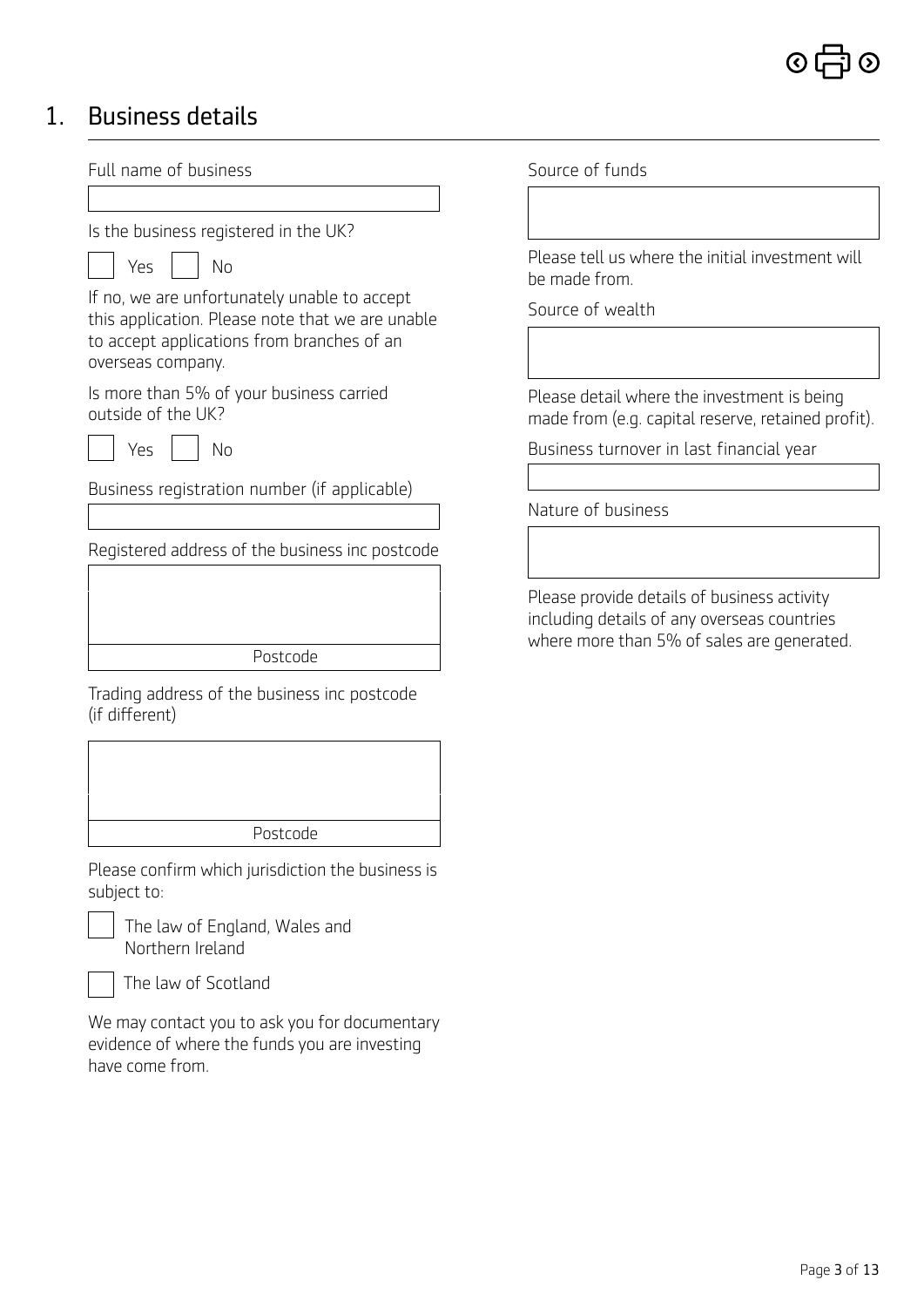## 1. Business details

Full name of business

Is the business registered in the UK?

☐ Yes ☐ No

If no, we are unfortunately unable to accept this application. Please note that we are unable to accept applications from branches of an overseas company.

Is more than 5% of your business carried outside of the UK?

☐ Yes ☐ No

Business registration number (if applicable)

Registered address of the business inc postcode

Postcode

Trading address of the business inc postcode (if different)

Postcode

Please confirm which jurisdiction the business is subject to:

☐ The law of England, Wales and Northern Ireland

☐ The law of Scotland

We may contact you to ask you for documentary evidence of where the funds you are investing have come from.

Source of funds

Please tell us where the initial investment will be made from.

Source of wealth

Please detail where the investment is being made from (e.g. capital reserve, retained profit).

Business turnover in last financial year

Nature of business

Please provide details of business activity including details of any overseas countries where more than 5% of sales are generated.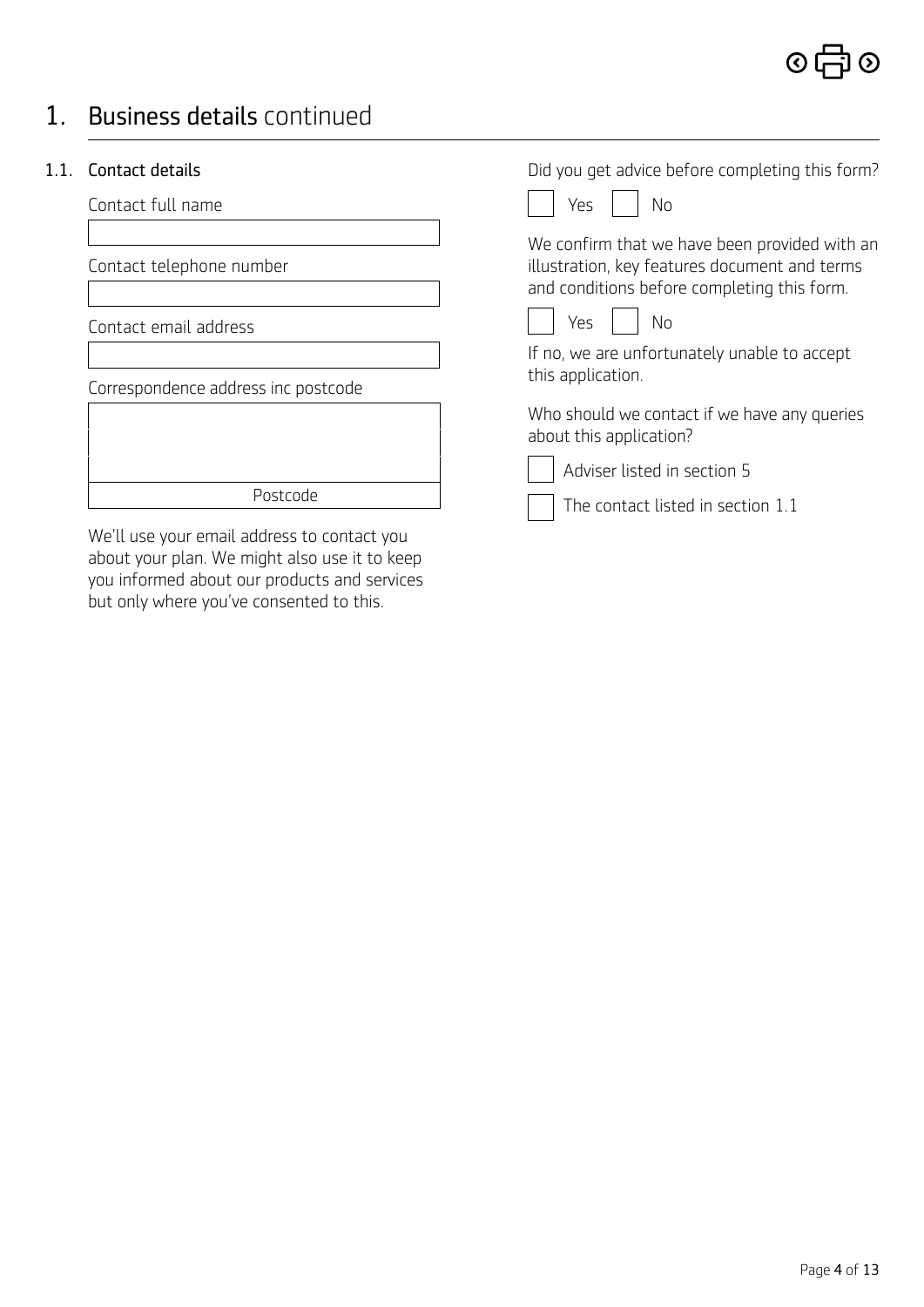# 1. Business details continued

## 1.1. Contact details

Contact full name

Contact telephone number

Contact email address

Correspondence address inc postcode

Postcode

We'll use your email address to contact you about your plan. We might also use it to keep you informed about our products and services but only where you've consented to this.

Did you get advice before completing this form?

☐ Yes ☐ No

We confirm that we have been provided with an illustration, key features document and terms and conditions before completing this form.

☐ Yes ☐ No

If no, we are unfortunately unable to accept this application.

Who should we contact if we have any queries about this application?

☐ Adviser listed in section 5

☐ The contact listed in section 1.1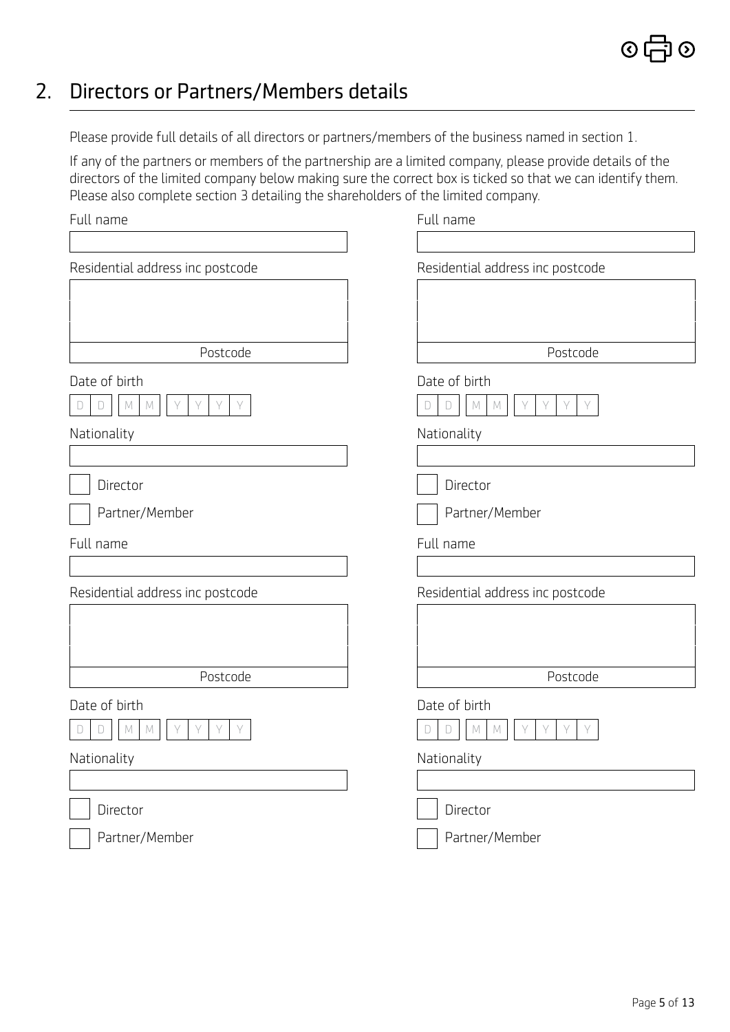## 2. Directors or Partners/Members details

Please provide full details of all directors or partners/members of the business named in section 1.

If any of the partners or members of the partnership are a limited company, please provide details of the directors of the limited company below making sure the correct box is ticked so that we can identify them. Please also complete section 3 detailing the shareholders of the limited company.

Full name

Residential address inc postcode

Postcode

Date of birth

D D M M Y Y Y Y

Nationality

☐ Director

☐ Partner/Member

Full name

Residential address inc postcode

Postcode

Date of birth

D D M M Y Y Y Y

Nationality

☐ Director

☐ Partner/Member

Full name

Residential address inc postcode

Postcode

Date of birth

D D M M Y Y Y Y

Nationality

☐ Director

☐ Partner/Member

Full name

Residential address inc postcode

Postcode

Date of birth

D D M M Y Y Y Y

Nationality

☐ Director

☐ Partner/Member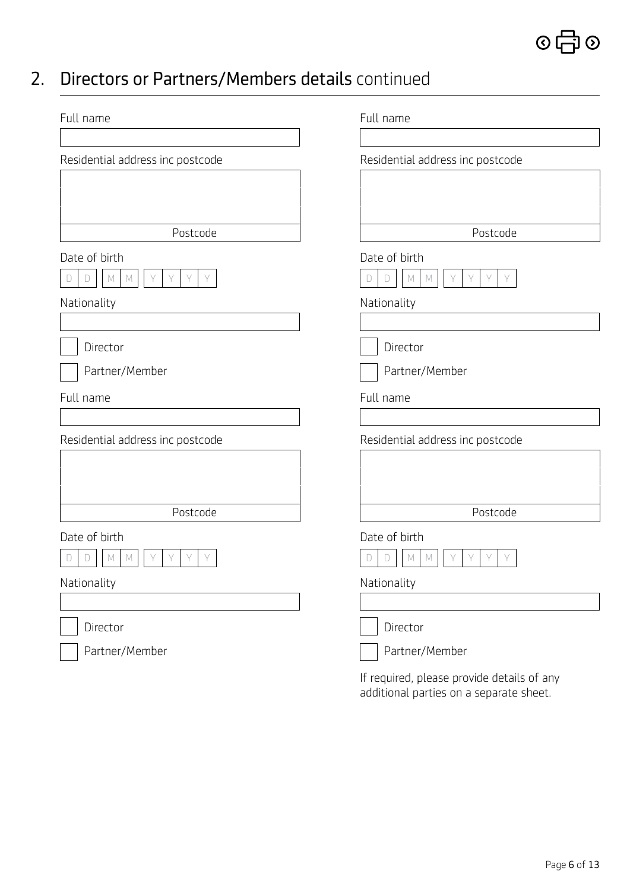## 2. Directors or Partners/Members details continued

Full name

Residential address inc postcode

Postcode

Date of birth

D D M M Y Y Y Y

Nationality

☐ Director

☐ Partner/Member

Full name

Residential address inc postcode

Postcode

Date of birth

D D M M Y Y Y Y

Nationality

☐ Director

☐ Partner/Member

Full name

Residential address inc postcode

Postcode

Date of birth

D D M M Y Y Y Y

Nationality

☐ Director

☐ Partner/Member

Full name

Residential address inc postcode

Postcode

Date of birth

D D M M Y Y Y Y

Nationality

☐ Director

☐ Partner/Member

If required, please provide details of any additional parties on a separate sheet.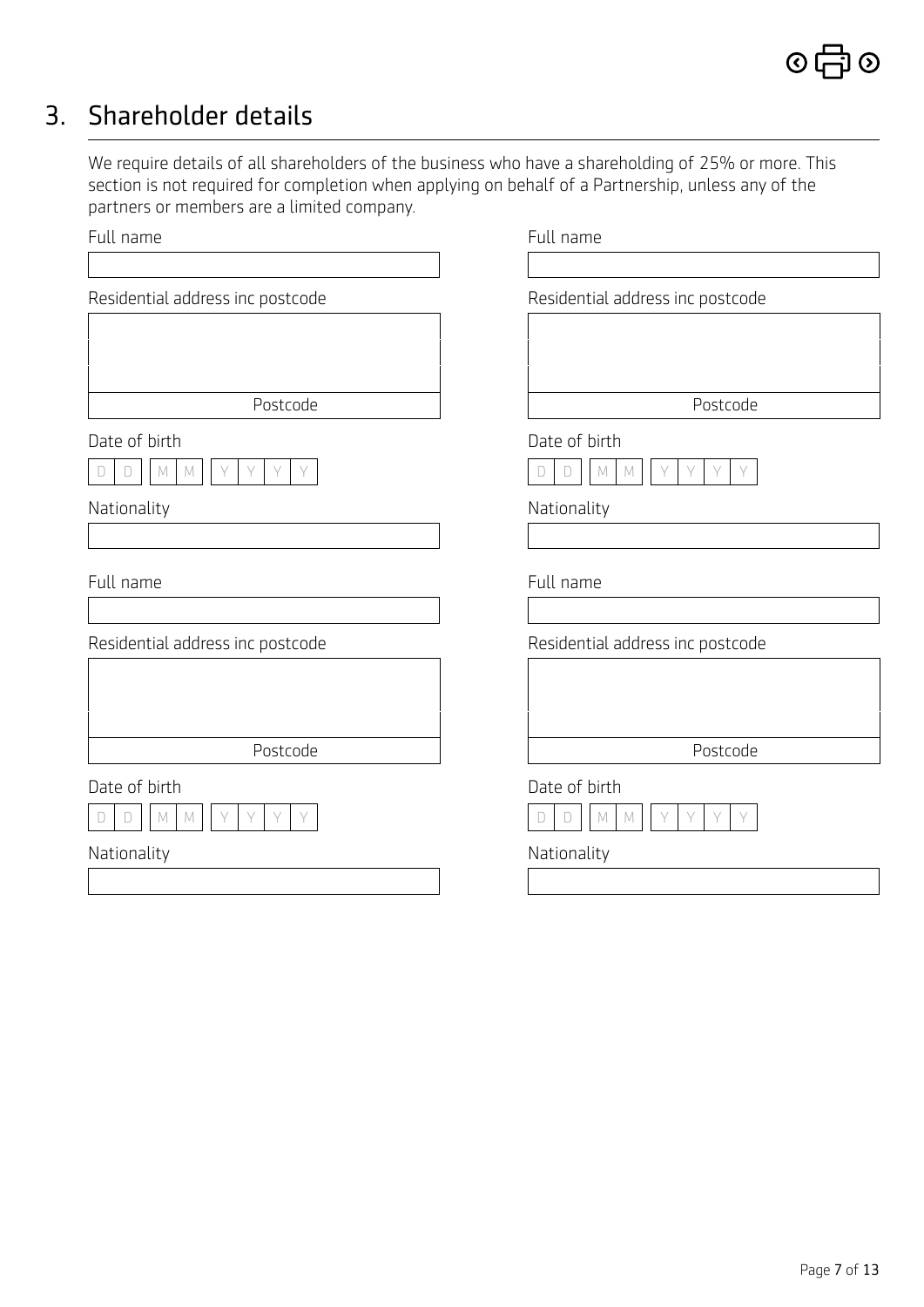## 3. Shareholder details

We require details of all shareholders of the business who have a shareholding of 25% or more. This section is not required for completion when applying on behalf of a Partnership, unless any of the partners or members are a limited company.

Full name

Residential address inc postcode

Postcode

Date of birth

D D M M Y Y Y Y

Nationality

Full name

Residential address inc postcode

Postcode

Date of birth

D D M M Y Y Y Y

Nationality

Full name

Residential address inc postcode

Postcode

Date of birth

D D M M Y Y Y Y

Nationality

Full name

Residential address inc postcode

Postcode

Date of birth

D D M M Y Y Y Y

Nationality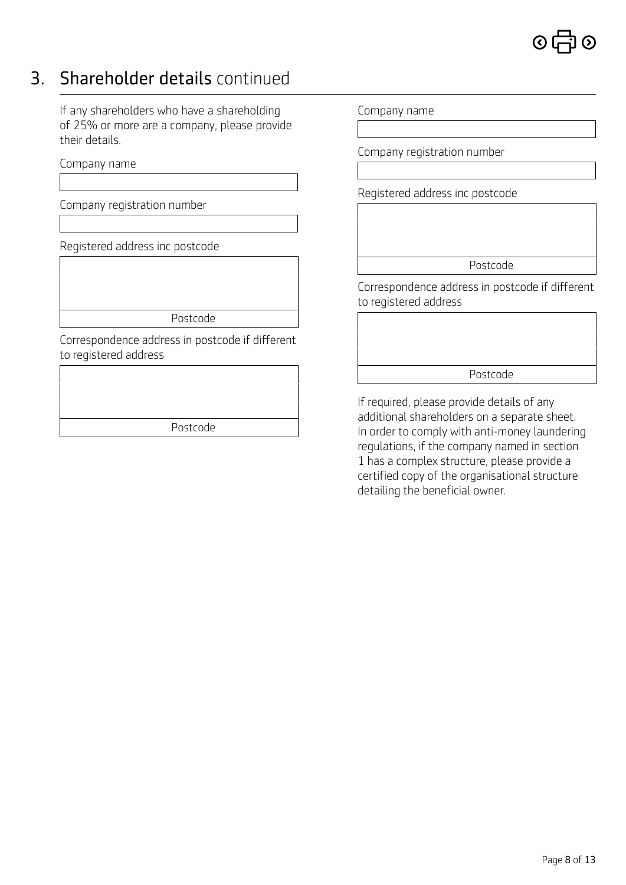## 3. Shareholder details continued

If any shareholders who have a shareholding of 25% or more are a company, please provide their details.

Company name

Company registration number

Registered address inc postcode

Postcode

Correspondence address in postcode if different to registered address

Postcode

Company name

Company registration number

Registered address inc postcode

Postcode

Correspondence address in postcode if different to registered address

Postcode

If required, please provide details of any additional shareholders on a separate sheet. In order to comply with anti-money laundering regulations, if the company named in section 1 has a complex structure, please provide a certified copy of the organisational structure detailing the beneficial owner.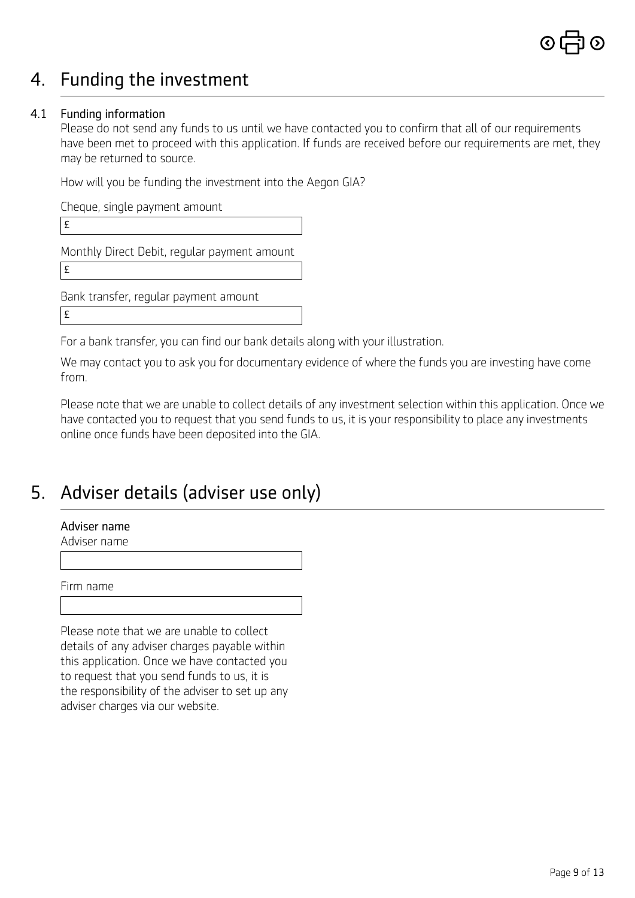# 4. Funding the investment

### 4.1 Funding information

Please do not send any funds to us until we have contacted you to confirm that all of our requirements have been met to proceed with this application. If funds are received before our requirements are met, they may be returned to source.

How will you be funding the investment into the Aegon GIA?

Cheque, single payment amount

£

Monthly Direct Debit, regular payment amount

£

Bank transfer, regular payment amount

£

For a bank transfer, you can find our bank details along with your illustration.

We may contact you to ask you for documentary evidence of where the funds you are investing have come from.

Please note that we are unable to collect details of any investment selection within this application. Once we have contacted you to request that you send funds to us, it is your responsibility to place any investments online once funds have been deposited into the GIA.

# 5. Adviser details (adviser use only)

### Adviser name

Adviser name

Firm name

Please note that we are unable to collect details of any adviser charges payable within this application. Once we have contacted you to request that you send funds to us, it is the responsibility of the adviser to set up any adviser charges via our website.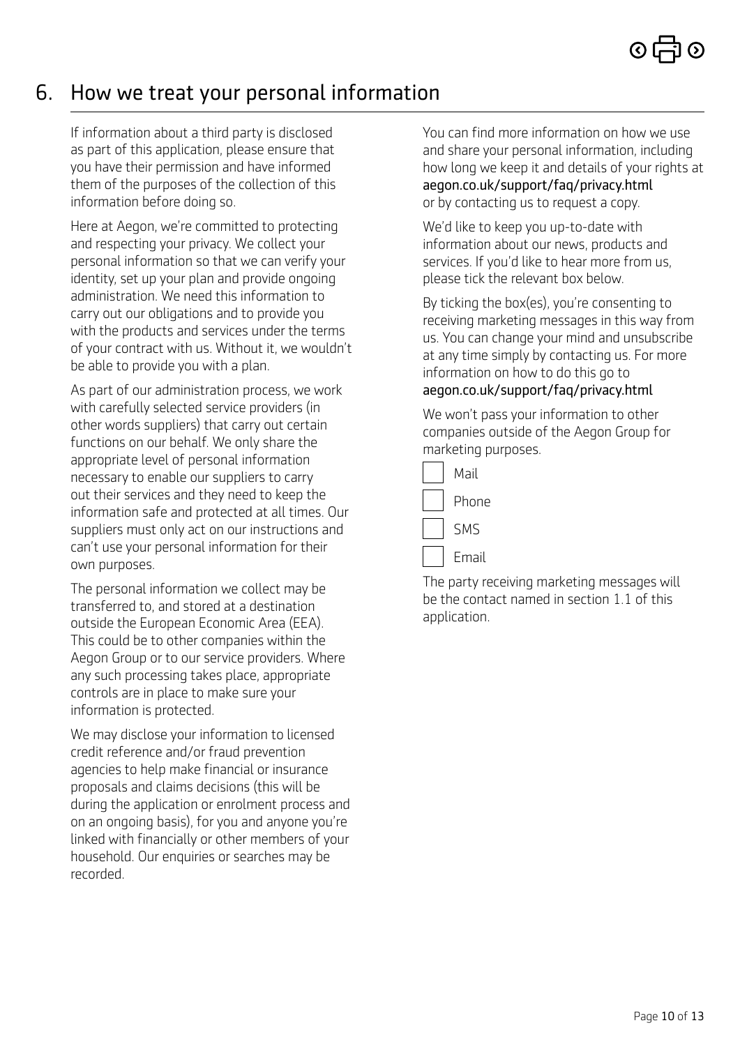## 6. How we treat your personal information

If information about a third party is disclosed as part of this application, please ensure that you have their permission and have informed them of the purposes of the collection of this information before doing so.

Here at Aegon, we're committed to protecting and respecting your privacy. We collect your personal information so that we can verify your identity, set up your plan and provide ongoing administration. We need this information to carry out our obligations and to provide you with the products and services under the terms of your contract with us. Without it, we wouldn't be able to provide you with a plan.

As part of our administration process, we work with carefully selected service providers (in other words suppliers) that carry out certain functions on our behalf. We only share the appropriate level of personal information necessary to enable our suppliers to carry out their services and they need to keep the information safe and protected at all times. Our suppliers must only act on our instructions and can't use your personal information for their own purposes.

The personal information we collect may be transferred to, and stored at a destination outside the European Economic Area (EEA). This could be to other companies within the Aegon Group or to our service providers. Where any such processing takes place, appropriate controls are in place to make sure your information is protected.

We may disclose your information to licensed credit reference and/or fraud prevention agencies to help make financial or insurance proposals and claims decisions (this will be during the application or enrolment process and on an ongoing basis), for you and anyone you're linked with financially or other members of your household. Our enquiries or searches may be recorded.

You can find more information on how we use and share your personal information, including how long we keep it and details of your rights at aegon.co.uk/support/faq/privacy.html or by contacting us to request a copy.

We'd like to keep you up-to-date with information about our news, products and services. If you'd like to hear more from us, please tick the relevant box below.

By ticking the box(es), you're consenting to receiving marketing messages in this way from us. You can change your mind and unsubscribe at any time simply by contacting us. For more information on how to do this go to aegon.co.uk/support/faq/privacy.html

We won't pass your information to other companies outside of the Aegon Group for marketing purposes.

- [ ] Mail
- [ ] Phone
- [ ] SMS
- [ ] Email

The party receiving marketing messages will be the contact named in section 1.1 of this application.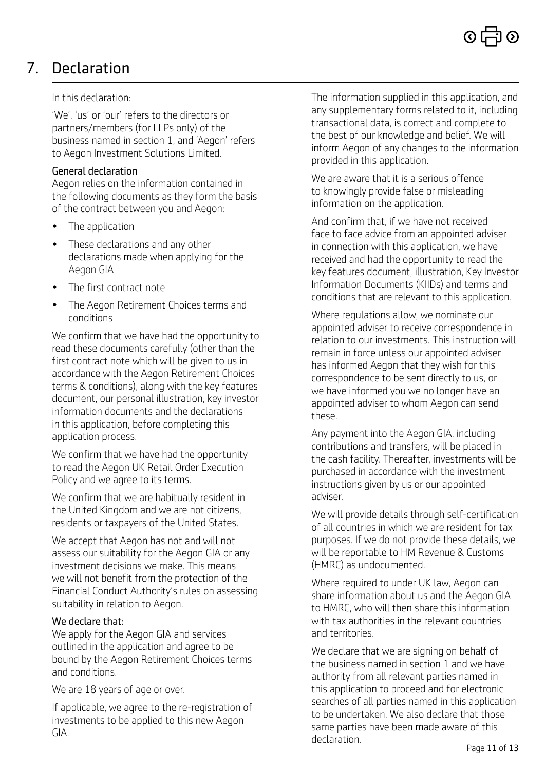# 7. Declaration

In this declaration:

'We', 'us' or 'our' refers to the directors or partners/members (for LLPs only) of the business named in section 1, and 'Aegon' refers to Aegon Investment Solutions Limited.

### General declaration

Aegon relies on the information contained in the following documents as they form the basis of the contract between you and Aegon:

- The application
- These declarations and any other declarations made when applying for the Aegon GIA
- The first contract note
- The Aegon Retirement Choices terms and conditions

We confirm that we have had the opportunity to read these documents carefully (other than the first contract note which will be given to us in accordance with the Aegon Retirement Choices terms & conditions), along with the key features document, our personal illustration, key investor information documents and the declarations in this application, before completing this application process.

We confirm that we have had the opportunity to read the Aegon UK Retail Order Execution Policy and we agree to its terms.

We confirm that we are habitually resident in the United Kingdom and we are not citizens, residents or taxpayers of the United States.

We accept that Aegon has not and will not assess our suitability for the Aegon GIA or any investment decisions we make. This means we will not benefit from the protection of the Financial Conduct Authority's rules on assessing suitability in relation to Aegon.

### We declare that:

We apply for the Aegon GIA and services outlined in the application and agree to be bound by the Aegon Retirement Choices terms and conditions.

We are 18 years of age or over.

If applicable, we agree to the re-registration of investments to be applied to this new Aegon GIA.

The information supplied in this application, and any supplementary forms related to it, including transactional data, is correct and complete to the best of our knowledge and belief. We will inform Aegon of any changes to the information provided in this application.

We are aware that it is a serious offence to knowingly provide false or misleading information on the application.

And confirm that, if we have not received face to face advice from an appointed adviser in connection with this application, we have received and had the opportunity to read the key features document, illustration, Key Investor Information Documents (KIIDs) and terms and conditions that are relevant to this application.

Where regulations allow, we nominate our appointed adviser to receive correspondence in relation to our investments. This instruction will remain in force unless our appointed adviser has informed Aegon that they wish for this correspondence to be sent directly to us, or we have informed you we no longer have an appointed adviser to whom Aegon can send these.

Any payment into the Aegon GIA, including contributions and transfers, will be placed in the cash facility. Thereafter, investments will be purchased in accordance with the investment instructions given by us or our appointed adviser.

We will provide details through self-certification of all countries in which we are resident for tax purposes. If we do not provide these details, we will be reportable to HM Revenue & Customs (HMRC) as undocumented.

Where required to under UK law, Aegon can share information about us and the Aegon GIA to HMRC, who will then share this information with tax authorities in the relevant countries and territories.

We declare that we are signing on behalf of the business named in section 1 and we have authority from all relevant parties named in this application to proceed and for electronic searches of all parties named in this application to be undertaken. We also declare that those same parties have been made aware of this declaration.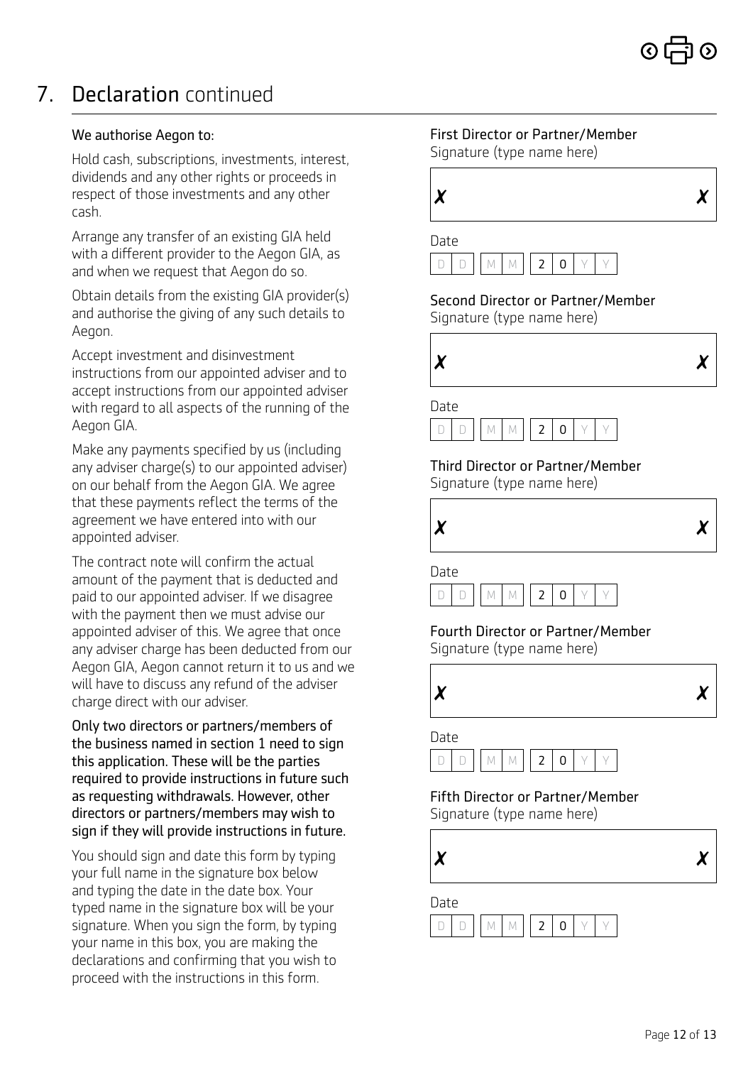## 7. Declaration continued

**We authorise Aegon to:**

Hold cash, subscriptions, investments, interest, dividends and any other rights or proceeds in respect of those investments and any other cash.

Arrange any transfer of an existing GIA held with a different provider to the Aegon GIA, as and when we request that Aegon do so.

Obtain details from the existing GIA provider(s) and authorise the giving of any such details to Aegon.

Accept investment and disinvestment instructions from our appointed adviser and to accept instructions from our appointed adviser with regard to all aspects of the running of the Aegon GIA.

Make any payments specified by us (including any adviser charge(s) to our appointed adviser) on our behalf from the Aegon GIA. We agree that these payments reflect the terms of the agreement we have entered into with our appointed adviser.

The contract note will confirm the actual amount of the payment that is deducted and paid to our appointed adviser. If we disagree with the payment then we must advise our appointed adviser of this. We agree that once any adviser charge has been deducted from our Aegon GIA, Aegon cannot return it to us and we will have to discuss any refund of the adviser charge direct with our adviser.

**Only two directors or partners/members of the business named in section 1 need to sign this application. These will be the parties required to provide instructions in future such as requesting withdrawals. However, other directors or partners/members may wish to sign if they will provide instructions in future.**

You should sign and date this form by typing your full name in the signature box below and typing the date in the date box. Your typed name in the signature box will be your signature. When you sign the form, by typing your name in this box, you are making the declarations and confirming that you wish to proceed with the instructions in this form.

**First Director or Partner/Member**
Signature (type name here)

✗ ✗

Date
D D / M M / 2 0 Y Y

**Second Director or Partner/Member**
Signature (type name here)

✗ ✗

Date
D D / M M / 2 0 Y Y

**Third Director or Partner/Member**
Signature (type name here)

✗ ✗

Date
D D / M M / 2 0 Y Y

**Fourth Director or Partner/Member**
Signature (type name here)

✗ ✗

Date
D D / M M / 2 0 Y Y

**Fifth Director or Partner/Member**
Signature (type name here)

✗ ✗

Date
D D / M M / 2 0 Y Y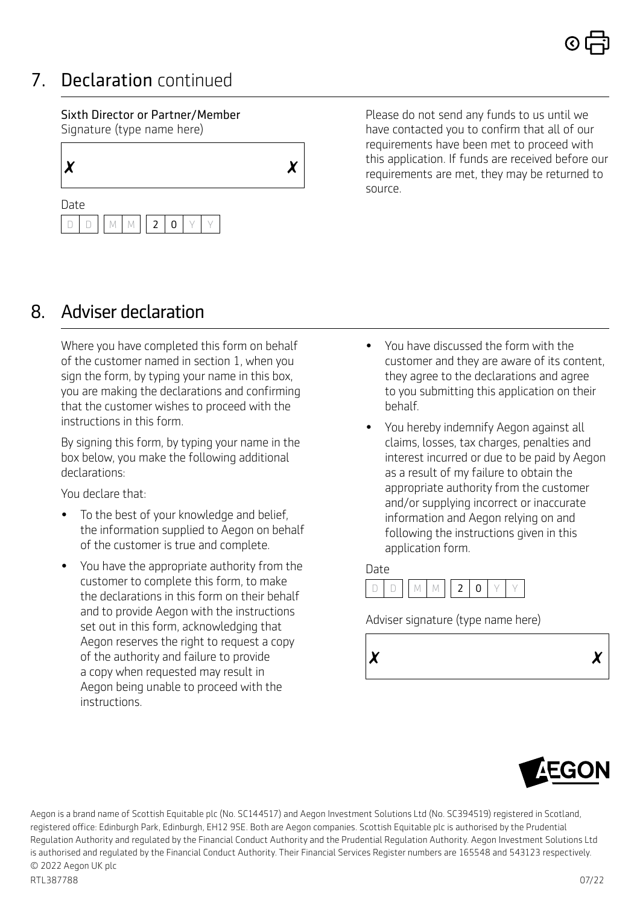## 7. Declaration continued

**Sixth Director or Partner/Member**

Signature (type name here)

✗ ✗

Date

D D M M 2 0 Y Y

Please do not send any funds to us until we have contacted you to confirm that all of our requirements have been met to proceed with this application. If funds are received before our requirements are met, they may be returned to source.

## 8. Adviser declaration

Where you have completed this form on behalf of the customer named in section 1, when you sign the form, by typing your name in this box, you are making the declarations and confirming that the customer wishes to proceed with the instructions in this form.

By signing this form, by typing your name in the box below, you make the following additional declarations:

You declare that:

- To the best of your knowledge and belief, the information supplied to Aegon on behalf of the customer is true and complete.
- You have the appropriate authority from the customer to complete this form, to make the declarations in this form on their behalf and to provide Aegon with the instructions set out in this form, acknowledging that Aegon reserves the right to request a copy of the authority and failure to provide a copy when requested may result in Aegon being unable to proceed with the instructions.
- You have discussed the form with the customer and they are aware of its content, they agree to the declarations and agree to you submitting this application on their behalf.
- You hereby indemnify Aegon against all claims, losses, tax charges, penalties and interest incurred or due to be paid by Aegon as a result of my failure to obtain the appropriate authority from the customer and/or supplying incorrect or inaccurate information and Aegon relying on and following the instructions given in this application form.

Date

D D M M 2 0 Y Y

Adviser signature (type name here)

✗ ✗

Aegon is a brand name of Scottish Equitable plc (No. SC144517) and Aegon Investment Solutions Ltd (No. SC394519) registered in Scotland, registered office: Edinburgh Park, Edinburgh, EH12 9SE. Both are Aegon companies. Scottish Equitable plc is authorised by the Prudential Regulation Authority and regulated by the Financial Conduct Authority and the Prudential Regulation Authority. Aegon Investment Solutions Ltd is authorised and regulated by the Financial Conduct Authority. Their Financial Services Register numbers are 165548 and 543123 respectively.
© 2022 Aegon UK plc

RTL387788 07/22